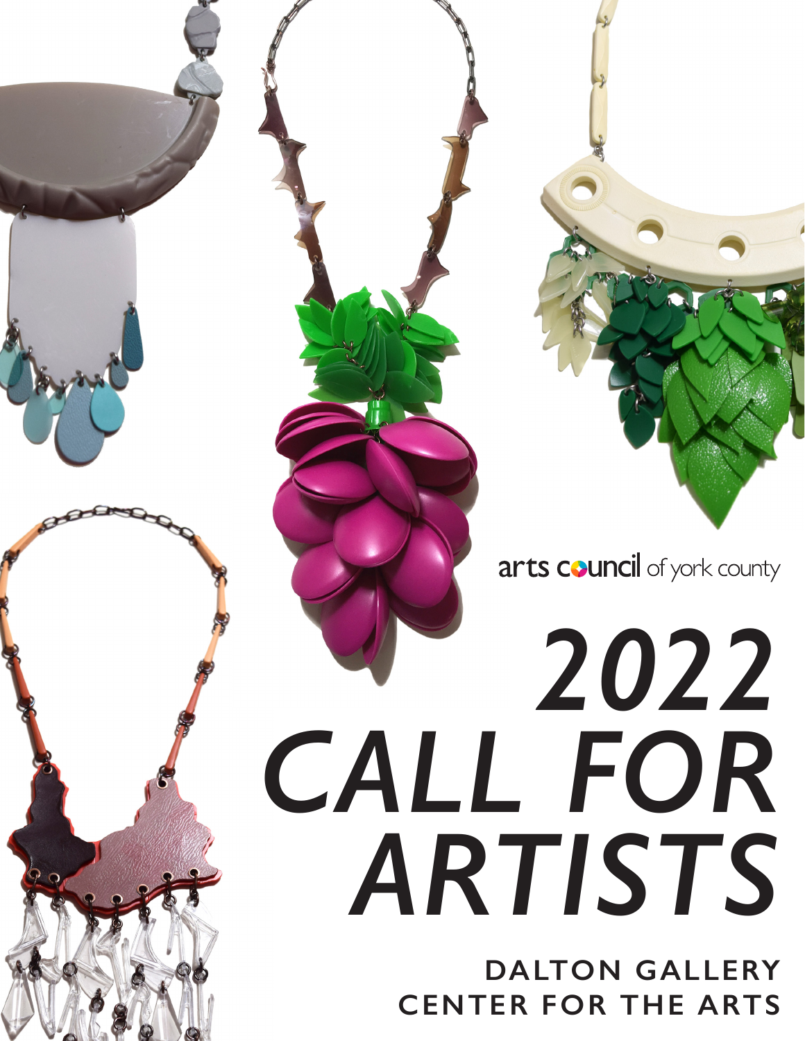arts council of york county

# 2022 CALL FOR ARTISTS

**DALTON GALLERY**
**CENTER FOR THE ARTS**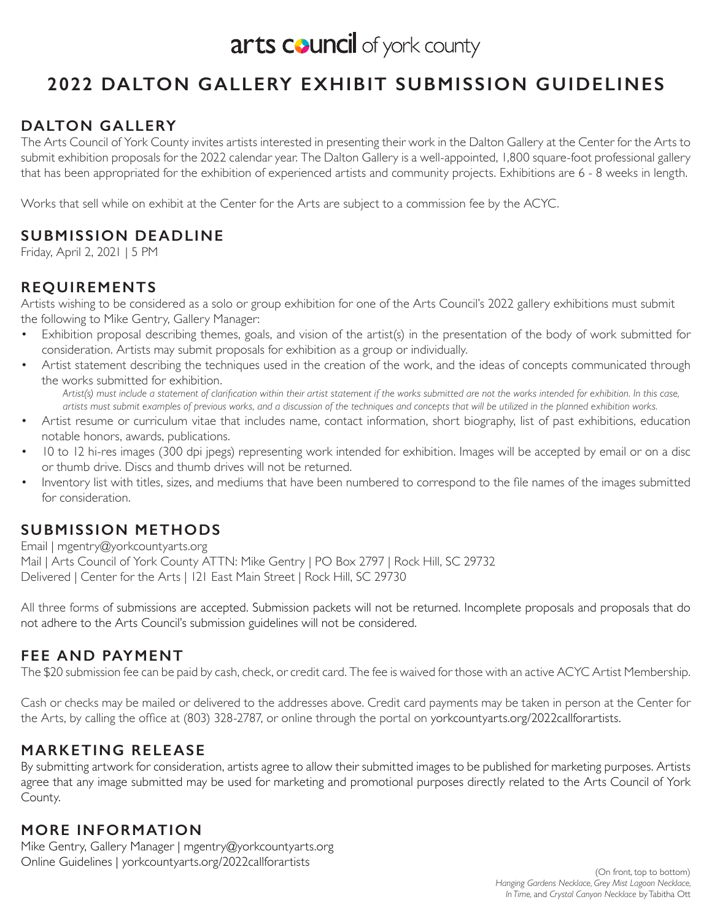arts council of york county

# 2022 DALTON GALLERY EXHIBIT SUBMISSION GUIDELINES

## DALTON GALLERY

The Arts Council of York County invites artists interested in presenting their work in the Dalton Gallery at the Center for the Arts to submit exhibition proposals for the 2022 calendar year. The Dalton Gallery is a well-appointed, 1,800 square-foot professional gallery that has been appropriated for the exhibition of experienced artists and community projects. Exhibitions are 6 - 8 weeks in length.

Works that sell while on exhibit at the Center for the Arts are subject to a commission fee by the ACYC.

## SUBMISSION DEADLINE

Friday, April 2, 2021 | 5 PM

## REQUIREMENTS

Artists wishing to be considered as a solo or group exhibition for one of the Arts Council's 2022 gallery exhibitions must submit the following to Mike Gentry, Gallery Manager:

- Exhibition proposal describing themes, goals, and vision of the artist(s) in the presentation of the body of work submitted for consideration. Artists may submit proposals for exhibition as a group or individually.
- Artist statement describing the techniques used in the creation of the work, and the ideas of concepts communicated through the works submitted for exhibition.
  *Artist(s) must include a statement of clarification within their artist statement if the works submitted are not the works intended for exhibition. In this case, artists must submit examples of previous works, and a discussion of the techniques and concepts that will be utilized in the planned exhibition works.*
- Artist resume or curriculum vitae that includes name, contact information, short biography, list of past exhibitions, education notable honors, awards, publications.
- 10 to 12 hi-res images (300 dpi jpegs) representing work intended for exhibition. Images will be accepted by email or on a disc or thumb drive. Discs and thumb drives will not be returned.
- Inventory list with titles, sizes, and mediums that have been numbered to correspond to the file names of the images submitted for consideration.

## SUBMISSION METHODS

Email | mgentry@yorkcountyarts.org
Mail | Arts Council of York County ATTN: Mike Gentry | PO Box 2797 | Rock Hill, SC 29732
Delivered | Center for the Arts | 121 East Main Street | Rock Hill, SC 29730

All three forms of submissions are accepted. Submission packets will not be returned. Incomplete proposals and proposals that do not adhere to the Arts Council's submission guidelines will not be considered.

## FEE AND PAYMENT

The $20 submission fee can be paid by cash, check, or credit card. The fee is waived for those with an active ACYC Artist Membership.

Cash or checks may be mailed or delivered to the addresses above. Credit card payments may be taken in person at the Center for the Arts, by calling the office at (803) 328-2787, or online through the portal on yorkcountyarts.org/2022callforartists.

## MARKETING RELEASE

By submitting artwork for consideration, artists agree to allow their submitted images to be published for marketing purposes. Artists agree that any image submitted may be used for marketing and promotional purposes directly related to the Arts Council of York County.

## MORE INFORMATION

Mike Gentry, Gallery Manager | mgentry@yorkcountyarts.org
Online Guidelines | yorkcountyarts.org/2022callforartists

(On front, top to bottom)
*Hanging Gardens Necklace, Grey Mist Lagoon Necklace, In Time,* and *Crystal Canyon Necklace* by Tabitha Ott